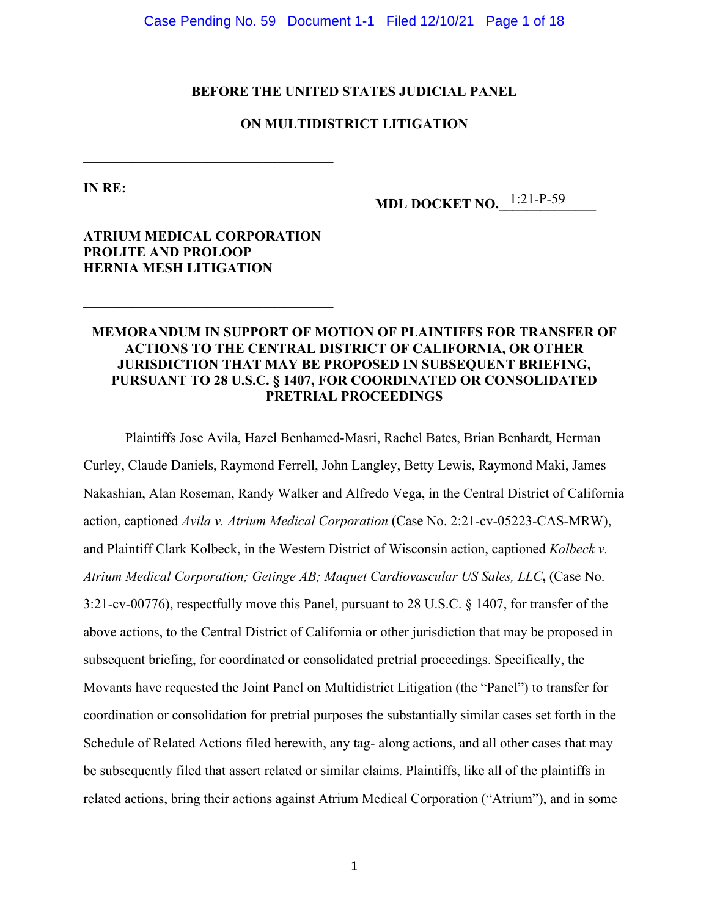**BEFORE THE UNITED STATES JUDICIAL PANEL**

**ON MULTIDISTRICT LITIGATION**

---

**IN RE:**

**MDL DOCKET NO.** 1:21-P-59

**ATRIUM MEDICAL CORPORATION PROLITE AND PROLOOP HERNIA MESH LITIGATION**

---

**MEMORANDUM IN SUPPORT OF MOTION OF PLAINTIFFS FOR TRANSFER OF ACTIONS TO THE CENTRAL DISTRICT OF CALIFORNIA, OR OTHER JURISDICTION THAT MAY BE PROPOSED IN SUBSEQUENT BRIEFING, PURSUANT TO 28 U.S.C. § 1407, FOR COORDINATED OR CONSOLIDATED PRETRIAL PROCEEDINGS**

Plaintiffs Jose Avila, Hazel Benhamed-Masri, Rachel Bates, Brian Benhardt, Herman Curley, Claude Daniels, Raymond Ferrell, John Langley, Betty Lewis, Raymond Maki, James Nakashian, Alan Roseman, Randy Walker and Alfredo Vega, in the Central District of California action, captioned *Avila v. Atrium Medical Corporation* (Case No. 2:21-cv-05223-CAS-MRW), and Plaintiff Clark Kolbeck, in the Western District of Wisconsin action, captioned *Kolbeck v. Atrium Medical Corporation; Getinge AB; Maquet Cardiovascular US Sales, LLC***,** (Case No. 3:21-cv-00776), respectfully move this Panel, pursuant to 28 U.S.C. § 1407, for transfer of the above actions, to the Central District of California or other jurisdiction that may be proposed in subsequent briefing, for coordinated or consolidated pretrial proceedings. Specifically, the Movants have requested the Joint Panel on Multidistrict Litigation (the "Panel") to transfer for coordination or consolidation for pretrial purposes the substantially similar cases set forth in the Schedule of Related Actions filed herewith, any tag- along actions, and all other cases that may be subsequently filed that assert related or similar claims. Plaintiffs, like all of the plaintiffs in related actions, bring their actions against Atrium Medical Corporation ("Atrium"), and in some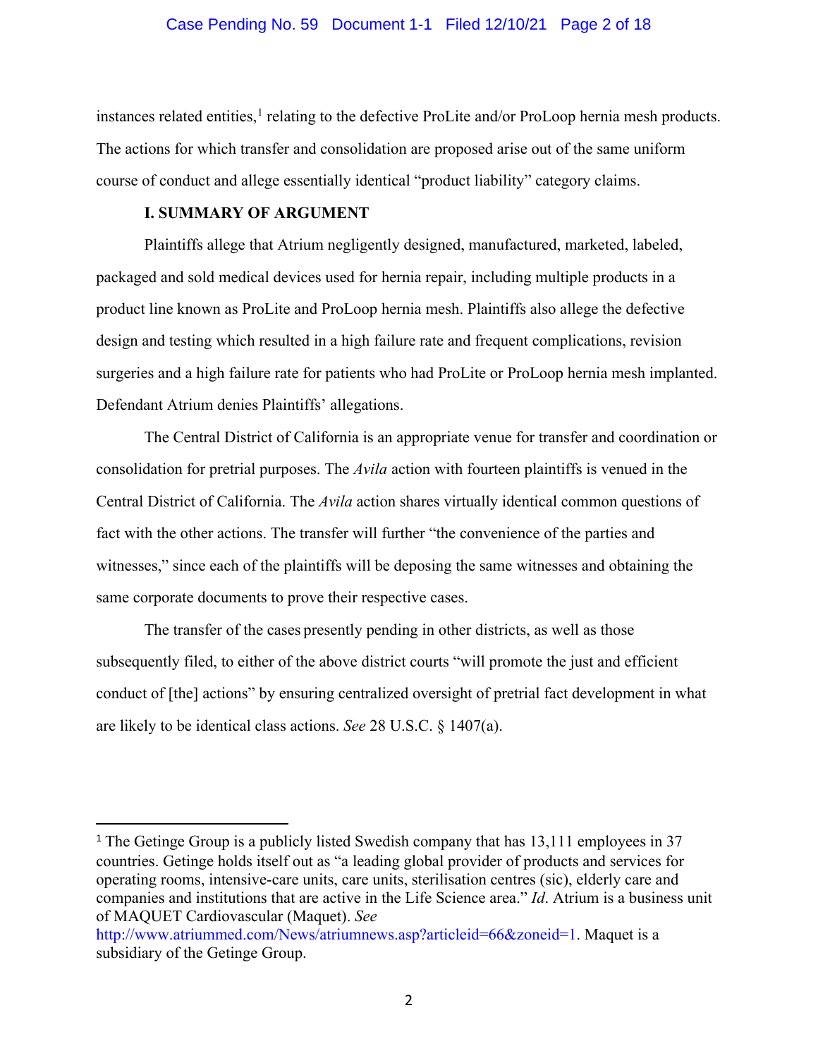instances related entities,[1] relating to the defective ProLite and/or ProLoop hernia mesh products. The actions for which transfer and consolidation are proposed arise out of the same uniform course of conduct and allege essentially identical "product liability" category claims.

## I. SUMMARY OF ARGUMENT

Plaintiffs allege that Atrium negligently designed, manufactured, marketed, labeled, packaged and sold medical devices used for hernia repair, including multiple products in a product line known as ProLite and ProLoop hernia mesh. Plaintiffs also allege the defective design and testing which resulted in a high failure rate and frequent complications, revision surgeries and a high failure rate for patients who had ProLite or ProLoop hernia mesh implanted. Defendant Atrium denies Plaintiffs' allegations.

The Central District of California is an appropriate venue for transfer and coordination or consolidation for pretrial purposes. The *Avila* action with fourteen plaintiffs is venued in the Central District of California. The *Avila* action shares virtually identical common questions of fact with the other actions. The transfer will further "the convenience of the parties and witnesses," since each of the plaintiffs will be deposing the same witnesses and obtaining the same corporate documents to prove their respective cases.

The transfer of the cases presently pending in other districts, as well as those subsequently filed, to either of the above district courts "will promote the just and efficient conduct of [the] actions" by ensuring centralized oversight of pretrial fact development in what are likely to be identical class actions. *See* 28 U.S.C. § 1407(a).

---

[1] The Getinge Group is a publicly listed Swedish company that has 13,111 employees in 37 countries. Getinge holds itself out as "a leading global provider of products and services for operating rooms, intensive-care units, care units, sterilisation centres (sic), elderly care and companies and institutions that are active in the Life Science area." *Id*. Atrium is a business unit of MAQUET Cardiovascular (Maquet). *See* http://www.atriummed.com/News/atriumnews.asp?articleid=66&zoneid=1. Maquet is a subsidiary of the Getinge Group.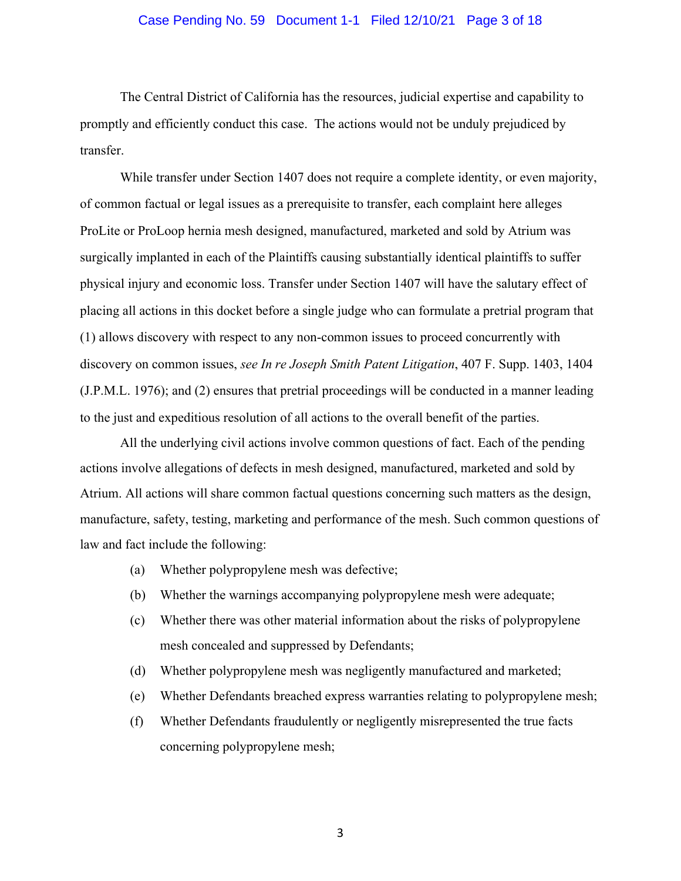The Central District of California has the resources, judicial expertise and capability to promptly and efficiently conduct this case. The actions would not be unduly prejudiced by transfer.

While transfer under Section 1407 does not require a complete identity, or even majority, of common factual or legal issues as a prerequisite to transfer, each complaint here alleges ProLite or ProLoop hernia mesh designed, manufactured, marketed and sold by Atrium was surgically implanted in each of the Plaintiffs causing substantially identical plaintiffs to suffer physical injury and economic loss. Transfer under Section 1407 will have the salutary effect of placing all actions in this docket before a single judge who can formulate a pretrial program that (1) allows discovery with respect to any non-common issues to proceed concurrently with discovery on common issues, *see In re Joseph Smith Patent Litigation*, 407 F. Supp. 1403, 1404 (J.P.M.L. 1976); and (2) ensures that pretrial proceedings will be conducted in a manner leading to the just and expeditious resolution of all actions to the overall benefit of the parties.

All the underlying civil actions involve common questions of fact. Each of the pending actions involve allegations of defects in mesh designed, manufactured, marketed and sold by Atrium. All actions will share common factual questions concerning such matters as the design, manufacture, safety, testing, marketing and performance of the mesh. Such common questions of law and fact include the following:

(a) Whether polypropylene mesh was defective;

(b) Whether the warnings accompanying polypropylene mesh were adequate;

(c) Whether there was other material information about the risks of polypropylene mesh concealed and suppressed by Defendants;

(d) Whether polypropylene mesh was negligently manufactured and marketed;

(e) Whether Defendants breached express warranties relating to polypropylene mesh;

(f) Whether Defendants fraudulently or negligently misrepresented the true facts concerning polypropylene mesh;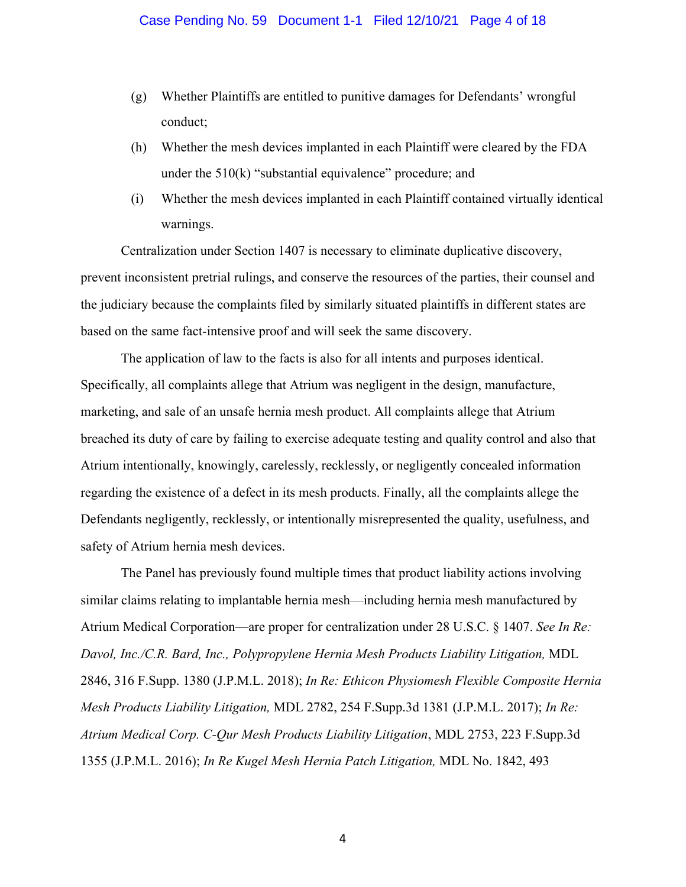(g) Whether Plaintiffs are entitled to punitive damages for Defendants' wrongful conduct;

(h) Whether the mesh devices implanted in each Plaintiff were cleared by the FDA under the 510(k) "substantial equivalence" procedure; and

(i) Whether the mesh devices implanted in each Plaintiff contained virtually identical warnings.

Centralization under Section 1407 is necessary to eliminate duplicative discovery, prevent inconsistent pretrial rulings, and conserve the resources of the parties, their counsel and the judiciary because the complaints filed by similarly situated plaintiffs in different states are based on the same fact-intensive proof and will seek the same discovery.

The application of law to the facts is also for all intents and purposes identical. Specifically, all complaints allege that Atrium was negligent in the design, manufacture, marketing, and sale of an unsafe hernia mesh product. All complaints allege that Atrium breached its duty of care by failing to exercise adequate testing and quality control and also that Atrium intentionally, knowingly, carelessly, recklessly, or negligently concealed information regarding the existence of a defect in its mesh products. Finally, all the complaints allege the Defendants negligently, recklessly, or intentionally misrepresented the quality, usefulness, and safety of Atrium hernia mesh devices.

The Panel has previously found multiple times that product liability actions involving similar claims relating to implantable hernia mesh—including hernia mesh manufactured by Atrium Medical Corporation—are proper for centralization under 28 U.S.C. § 1407. *See In Re: Davol, Inc./C.R. Bard, Inc., Polypropylene Hernia Mesh Products Liability Litigation,* MDL 2846, 316 F.Supp. 1380 (J.P.M.L. 2018); *In Re: Ethicon Physiomesh Flexible Composite Hernia Mesh Products Liability Litigation,* MDL 2782, 254 F.Supp.3d 1381 (J.P.M.L. 2017); *In Re: Atrium Medical Corp. C-Qur Mesh Products Liability Litigation*, MDL 2753, 223 F.Supp.3d 1355 (J.P.M.L. 2016); *In Re Kugel Mesh Hernia Patch Litigation,* MDL No. 1842, 493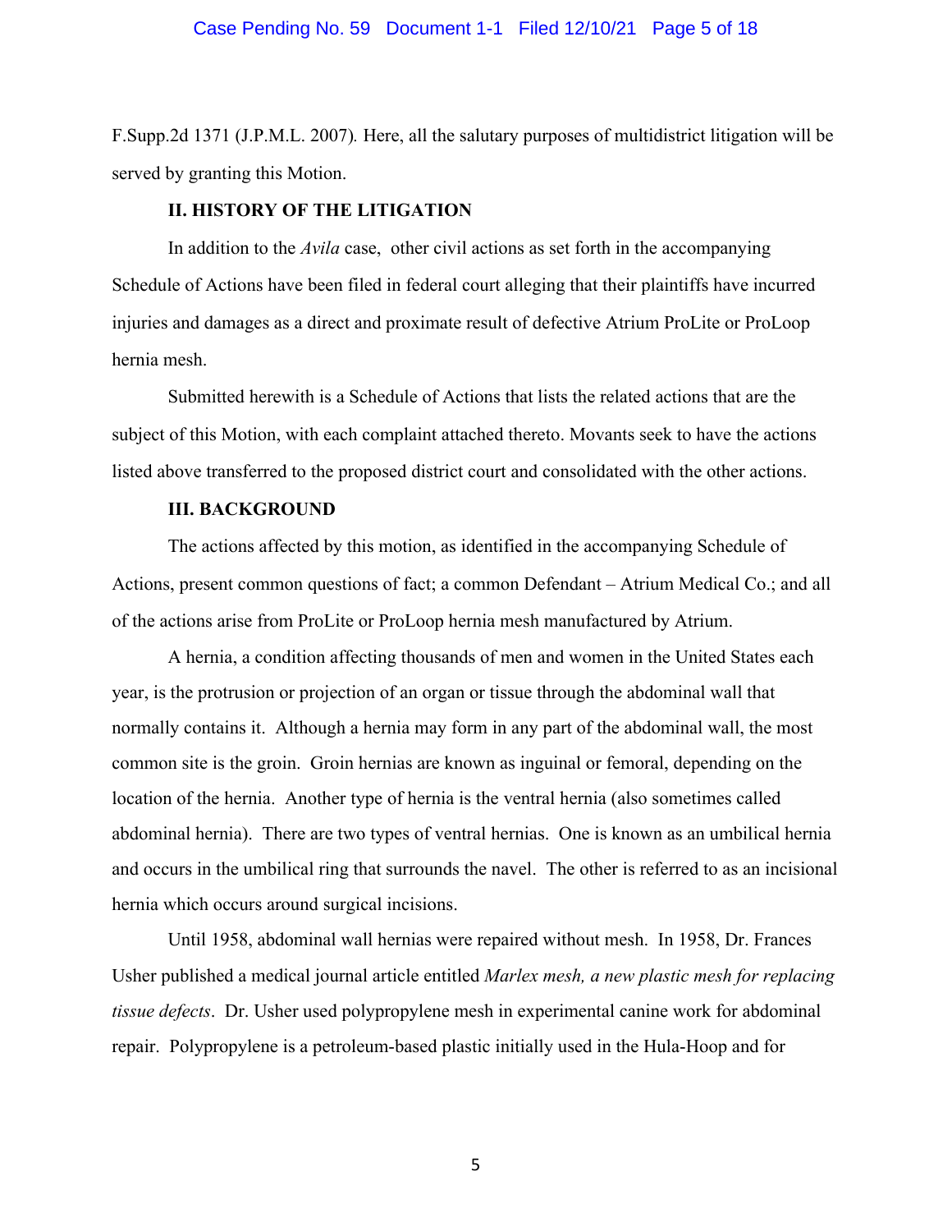F.Supp.2d 1371 (J.P.M.L. 2007)*.* Here, all the salutary purposes of multidistrict litigation will be served by granting this Motion.

## II. HISTORY OF THE LITIGATION

In addition to the *Avila* case, other civil actions as set forth in the accompanying Schedule of Actions have been filed in federal court alleging that their plaintiffs have incurred injuries and damages as a direct and proximate result of defective Atrium ProLite or ProLoop hernia mesh.

Submitted herewith is a Schedule of Actions that lists the related actions that are the subject of this Motion, with each complaint attached thereto. Movants seek to have the actions listed above transferred to the proposed district court and consolidated with the other actions.

## III. BACKGROUND

The actions affected by this motion, as identified in the accompanying Schedule of Actions, present common questions of fact; a common Defendant – Atrium Medical Co.; and all of the actions arise from ProLite or ProLoop hernia mesh manufactured by Atrium.

A hernia, a condition affecting thousands of men and women in the United States each year, is the protrusion or projection of an organ or tissue through the abdominal wall that normally contains it. Although a hernia may form in any part of the abdominal wall, the most common site is the groin. Groin hernias are known as inguinal or femoral, depending on the location of the hernia. Another type of hernia is the ventral hernia (also sometimes called abdominal hernia). There are two types of ventral hernias. One is known as an umbilical hernia and occurs in the umbilical ring that surrounds the navel. The other is referred to as an incisional hernia which occurs around surgical incisions.

Until 1958, abdominal wall hernias were repaired without mesh. In 1958, Dr. Frances Usher published a medical journal article entitled *Marlex mesh, a new plastic mesh for replacing tissue defects*. Dr. Usher used polypropylene mesh in experimental canine work for abdominal repair. Polypropylene is a petroleum-based plastic initially used in the Hula-Hoop and for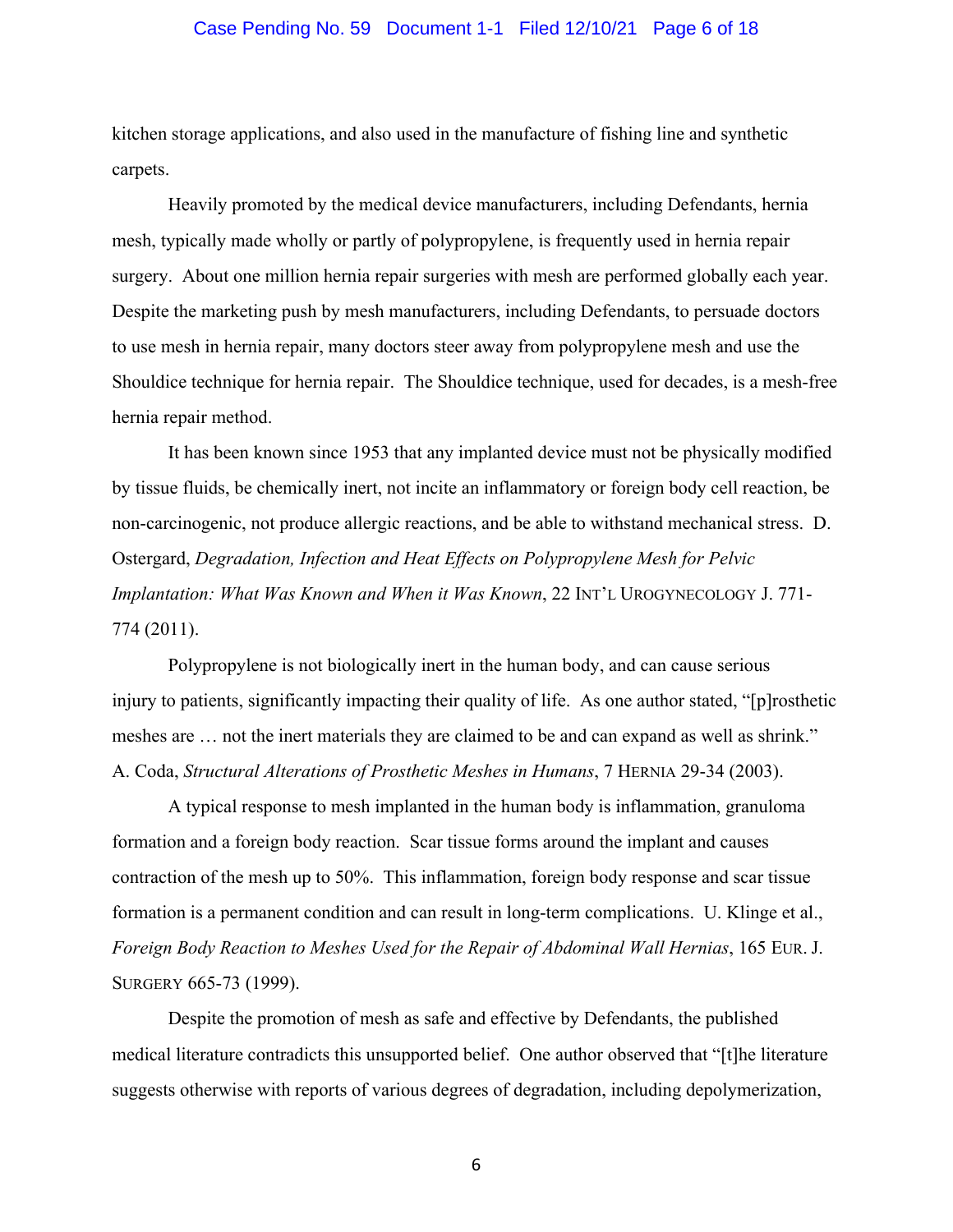kitchen storage applications, and also used in the manufacture of fishing line and synthetic carpets.

Heavily promoted by the medical device manufacturers, including Defendants, hernia mesh, typically made wholly or partly of polypropylene, is frequently used in hernia repair surgery. About one million hernia repair surgeries with mesh are performed globally each year. Despite the marketing push by mesh manufacturers, including Defendants, to persuade doctors to use mesh in hernia repair, many doctors steer away from polypropylene mesh and use the Shouldice technique for hernia repair. The Shouldice technique, used for decades, is a mesh-free hernia repair method.

It has been known since 1953 that any implanted device must not be physically modified by tissue fluids, be chemically inert, not incite an inflammatory or foreign body cell reaction, be non-carcinogenic, not produce allergic reactions, and be able to withstand mechanical stress. D. Ostergard, *Degradation, Infection and Heat Effects on Polypropylene Mesh for Pelvic Implantation: What Was Known and When it Was Known*, 22 INT'L UROGYNECOLOGY J. 771-774 (2011).

Polypropylene is not biologically inert in the human body, and can cause serious injury to patients, significantly impacting their quality of life. As one author stated, "[p]rosthetic meshes are … not the inert materials they are claimed to be and can expand as well as shrink." A. Coda, *Structural Alterations of Prosthetic Meshes in Humans*, 7 HERNIA 29-34 (2003).

A typical response to mesh implanted in the human body is inflammation, granuloma formation and a foreign body reaction. Scar tissue forms around the implant and causes contraction of the mesh up to 50%. This inflammation, foreign body response and scar tissue formation is a permanent condition and can result in long-term complications. U. Klinge et al., *Foreign Body Reaction to Meshes Used for the Repair of Abdominal Wall Hernias*, 165 EUR. J. SURGERY 665-73 (1999).

Despite the promotion of mesh as safe and effective by Defendants, the published medical literature contradicts this unsupported belief. One author observed that "[t]he literature suggests otherwise with reports of various degrees of degradation, including depolymerization,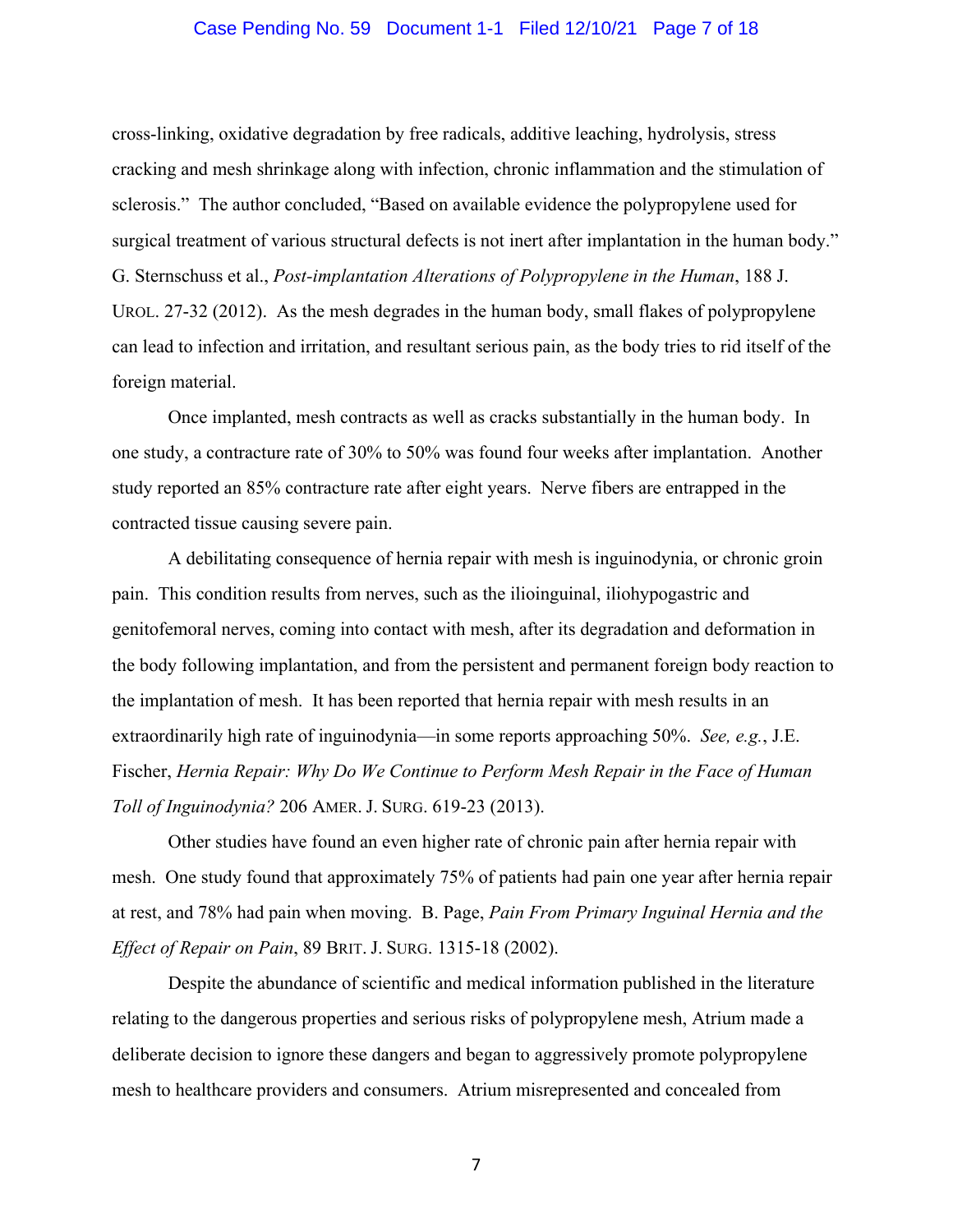cross-linking, oxidative degradation by free radicals, additive leaching, hydrolysis, stress cracking and mesh shrinkage along with infection, chronic inflammation and the stimulation of sclerosis." The author concluded, "Based on available evidence the polypropylene used for surgical treatment of various structural defects is not inert after implantation in the human body." G. Sternschuss et al., *Post-implantation Alterations of Polypropylene in the Human*, 188 J. UROL. 27-32 (2012). As the mesh degrades in the human body, small flakes of polypropylene can lead to infection and irritation, and resultant serious pain, as the body tries to rid itself of the foreign material.

Once implanted, mesh contracts as well as cracks substantially in the human body. In one study, a contracture rate of 30% to 50% was found four weeks after implantation. Another study reported an 85% contracture rate after eight years. Nerve fibers are entrapped in the contracted tissue causing severe pain.

A debilitating consequence of hernia repair with mesh is inguinodynia, or chronic groin pain. This condition results from nerves, such as the ilioinguinal, iliohypogastric and genitofemoral nerves, coming into contact with mesh, after its degradation and deformation in the body following implantation, and from the persistent and permanent foreign body reaction to the implantation of mesh. It has been reported that hernia repair with mesh results in an extraordinarily high rate of inguinodynia—in some reports approaching 50%. *See, e.g.*, J.E. Fischer, *Hernia Repair: Why Do We Continue to Perform Mesh Repair in the Face of Human Toll of Inguinodynia?* 206 AMER. J. SURG. 619-23 (2013).

Other studies have found an even higher rate of chronic pain after hernia repair with mesh. One study found that approximately 75% of patients had pain one year after hernia repair at rest, and 78% had pain when moving. B. Page, *Pain From Primary Inguinal Hernia and the Effect of Repair on Pain*, 89 BRIT. J. SURG. 1315-18 (2002).

Despite the abundance of scientific and medical information published in the literature relating to the dangerous properties and serious risks of polypropylene mesh, Atrium made a deliberate decision to ignore these dangers and began to aggressively promote polypropylene mesh to healthcare providers and consumers. Atrium misrepresented and concealed from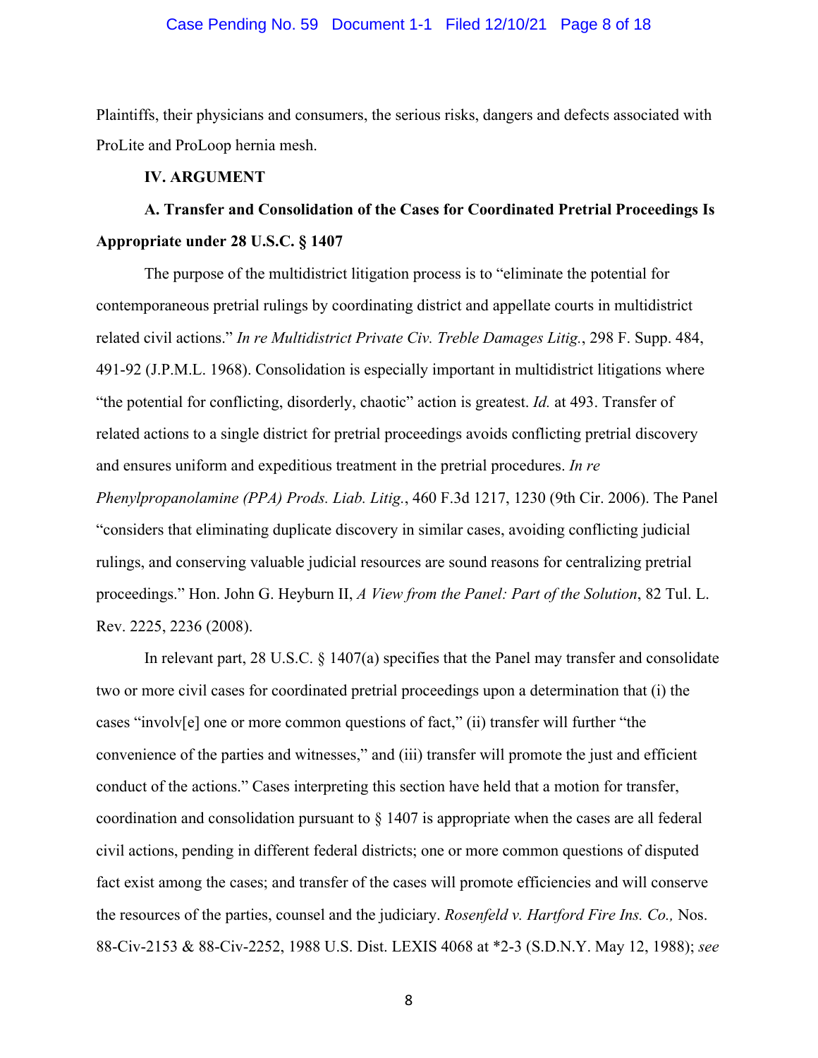Plaintiffs, their physicians and consumers, the serious risks, dangers and defects associated with ProLite and ProLoop hernia mesh.

## IV. ARGUMENT

### A. Transfer and Consolidation of the Cases for Coordinated Pretrial Proceedings Is Appropriate under 28 U.S.C. § 1407

The purpose of the multidistrict litigation process is to "eliminate the potential for contemporaneous pretrial rulings by coordinating district and appellate courts in multidistrict related civil actions." *In re Multidistrict Private Civ. Treble Damages Litig.*, 298 F. Supp. 484, 491-92 (J.P.M.L. 1968). Consolidation is especially important in multidistrict litigations where "the potential for conflicting, disorderly, chaotic" action is greatest. *Id.* at 493. Transfer of related actions to a single district for pretrial proceedings avoids conflicting pretrial discovery and ensures uniform and expeditious treatment in the pretrial procedures. *In re Phenylpropanolamine (PPA) Prods. Liab. Litig.*, 460 F.3d 1217, 1230 (9th Cir. 2006). The Panel "considers that eliminating duplicate discovery in similar cases, avoiding conflicting judicial rulings, and conserving valuable judicial resources are sound reasons for centralizing pretrial proceedings." Hon. John G. Heyburn II, *A View from the Panel: Part of the Solution*, 82 Tul. L. Rev. 2225, 2236 (2008).

In relevant part, 28 U.S.C. § 1407(a) specifies that the Panel may transfer and consolidate two or more civil cases for coordinated pretrial proceedings upon a determination that (i) the cases "involv[e] one or more common questions of fact," (ii) transfer will further "the convenience of the parties and witnesses," and (iii) transfer will promote the just and efficient conduct of the actions." Cases interpreting this section have held that a motion for transfer, coordination and consolidation pursuant to § 1407 is appropriate when the cases are all federal civil actions, pending in different federal districts; one or more common questions of disputed fact exist among the cases; and transfer of the cases will promote efficiencies and will conserve the resources of the parties, counsel and the judiciary. *Rosenfeld v. Hartford Fire Ins. Co.,* Nos. 88-Civ-2153 & 88-Civ-2252, 1988 U.S. Dist. LEXIS 4068 at *2-3 (S.D.N.Y. May 12, 1988); *see*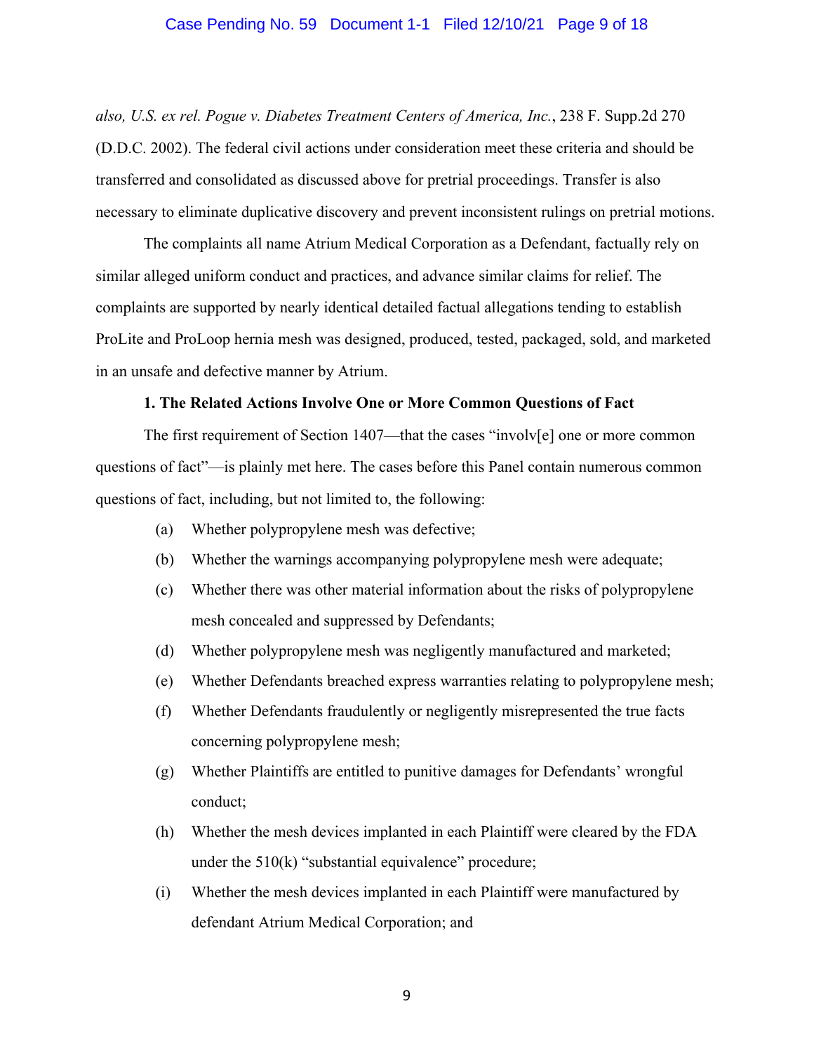*also, U.S. ex rel. Pogue v. Diabetes Treatment Centers of America, Inc.*, 238 F. Supp.2d 270 (D.D.C. 2002). The federal civil actions under consideration meet these criteria and should be transferred and consolidated as discussed above for pretrial proceedings. Transfer is also necessary to eliminate duplicative discovery and prevent inconsistent rulings on pretrial motions.

The complaints all name Atrium Medical Corporation as a Defendant, factually rely on similar alleged uniform conduct and practices, and advance similar claims for relief. The complaints are supported by nearly identical detailed factual allegations tending to establish ProLite and ProLoop hernia mesh was designed, produced, tested, packaged, sold, and marketed in an unsafe and defective manner by Atrium.

**1. The Related Actions Involve One or More Common Questions of Fact**

The first requirement of Section 1407—that the cases "involv[e] one or more common questions of fact"—is plainly met here. The cases before this Panel contain numerous common questions of fact, including, but not limited to, the following:

(a) Whether polypropylene mesh was defective;

(b) Whether the warnings accompanying polypropylene mesh were adequate;

(c) Whether there was other material information about the risks of polypropylene mesh concealed and suppressed by Defendants;

(d) Whether polypropylene mesh was negligently manufactured and marketed;

(e) Whether Defendants breached express warranties relating to polypropylene mesh;

(f) Whether Defendants fraudulently or negligently misrepresented the true facts concerning polypropylene mesh;

(g) Whether Plaintiffs are entitled to punitive damages for Defendants' wrongful conduct;

(h) Whether the mesh devices implanted in each Plaintiff were cleared by the FDA under the 510(k) "substantial equivalence" procedure;

(i) Whether the mesh devices implanted in each Plaintiff were manufactured by defendant Atrium Medical Corporation; and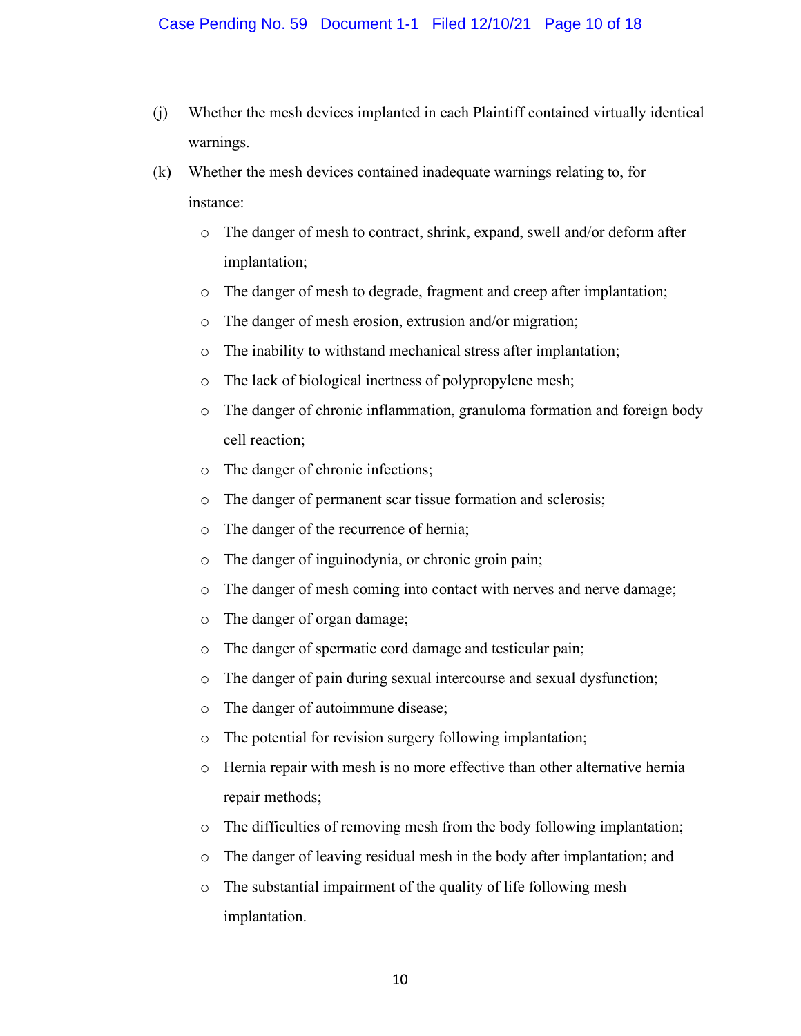(j) Whether the mesh devices implanted in each Plaintiff contained virtually identical warnings.

(k) Whether the mesh devices contained inadequate warnings relating to, for instance:

- The danger of mesh to contract, shrink, expand, swell and/or deform after implantation;
- The danger of mesh to degrade, fragment and creep after implantation;
- The danger of mesh erosion, extrusion and/or migration;
- The inability to withstand mechanical stress after implantation;
- The lack of biological inertness of polypropylene mesh;
- The danger of chronic inflammation, granuloma formation and foreign body cell reaction;
- The danger of chronic infections;
- The danger of permanent scar tissue formation and sclerosis;
- The danger of the recurrence of hernia;
- The danger of inguinodynia, or chronic groin pain;
- The danger of mesh coming into contact with nerves and nerve damage;
- The danger of organ damage;
- The danger of spermatic cord damage and testicular pain;
- The danger of pain during sexual intercourse and sexual dysfunction;
- The danger of autoimmune disease;
- The potential for revision surgery following implantation;
- Hernia repair with mesh is no more effective than other alternative hernia repair methods;
- The difficulties of removing mesh from the body following implantation;
- The danger of leaving residual mesh in the body after implantation; and
- The substantial impairment of the quality of life following mesh implantation.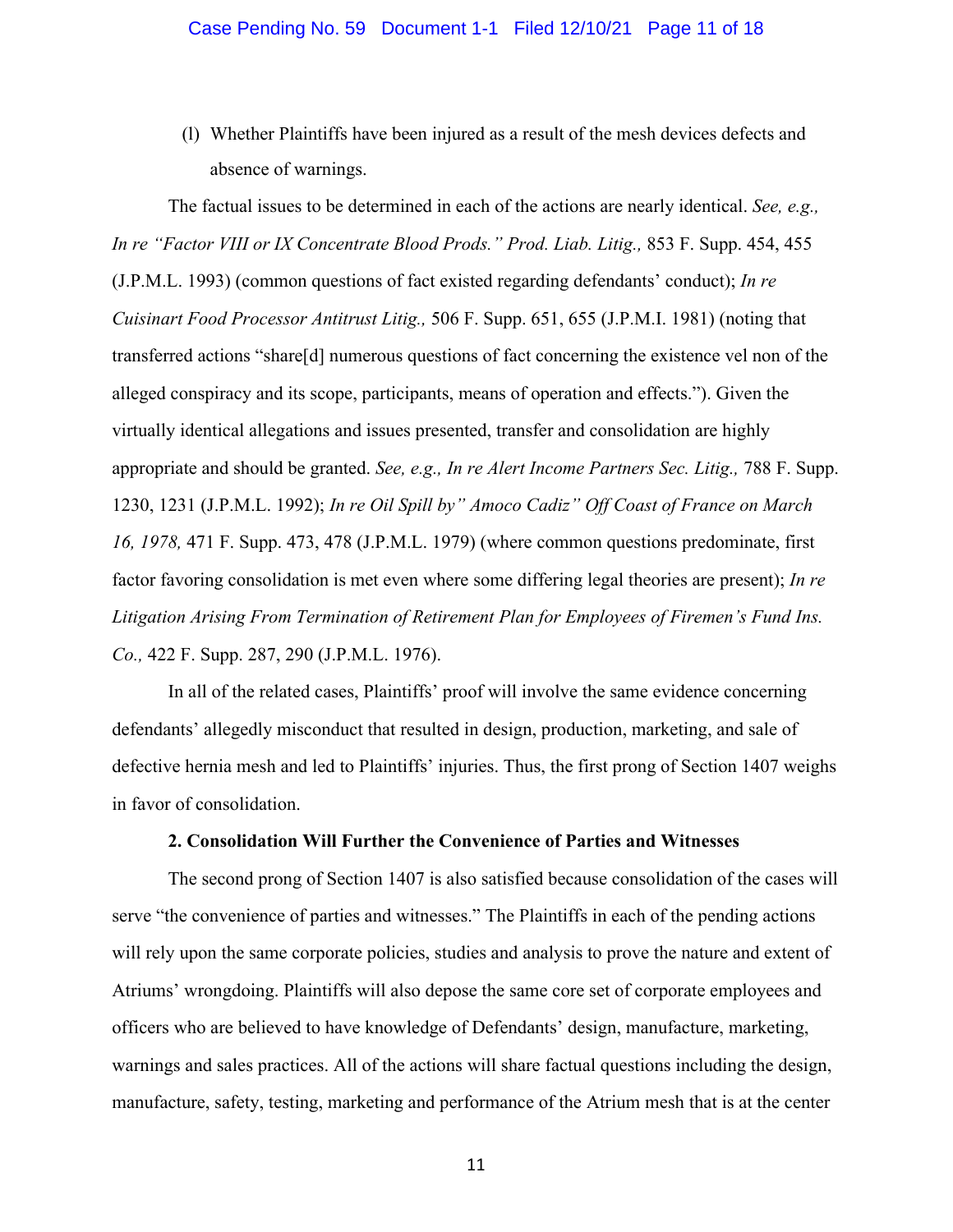(l) Whether Plaintiffs have been injured as a result of the mesh devices defects and absence of warnings.

The factual issues to be determined in each of the actions are nearly identical. *See, e.g., In re "Factor VIII or IX Concentrate Blood Prods." Prod. Liab. Litig.,* 853 F. Supp. 454, 455 (J.P.M.L. 1993) (common questions of fact existed regarding defendants' conduct); *In re Cuisinart Food Processor Antitrust Litig.,* 506 F. Supp. 651, 655 (J.P.M.I. 1981) (noting that transferred actions "share[d] numerous questions of fact concerning the existence vel non of the alleged conspiracy and its scope, participants, means of operation and effects."). Given the virtually identical allegations and issues presented, transfer and consolidation are highly appropriate and should be granted. *See, e.g., In re Alert Income Partners Sec. Litig.,* 788 F. Supp. 1230, 1231 (J.P.M.L. 1992); *In re Oil Spill by" Amoco Cadiz" Off Coast of France on March 16, 1978,* 471 F. Supp. 473, 478 (J.P.M.L. 1979) (where common questions predominate, first factor favoring consolidation is met even where some differing legal theories are present); *In re Litigation Arising From Termination of Retirement Plan for Employees of Firemen's Fund Ins. Co.,* 422 F. Supp. 287, 290 (J.P.M.L. 1976).

In all of the related cases, Plaintiffs' proof will involve the same evidence concerning defendants' allegedly misconduct that resulted in design, production, marketing, and sale of defective hernia mesh and led to Plaintiffs' injuries. Thus, the first prong of Section 1407 weighs in favor of consolidation.

**2. Consolidation Will Further the Convenience of Parties and Witnesses**

The second prong of Section 1407 is also satisfied because consolidation of the cases will serve "the convenience of parties and witnesses." The Plaintiffs in each of the pending actions will rely upon the same corporate policies, studies and analysis to prove the nature and extent of Atriums' wrongdoing. Plaintiffs will also depose the same core set of corporate employees and officers who are believed to have knowledge of Defendants' design, manufacture, marketing, warnings and sales practices. All of the actions will share factual questions including the design, manufacture, safety, testing, marketing and performance of the Atrium mesh that is at the center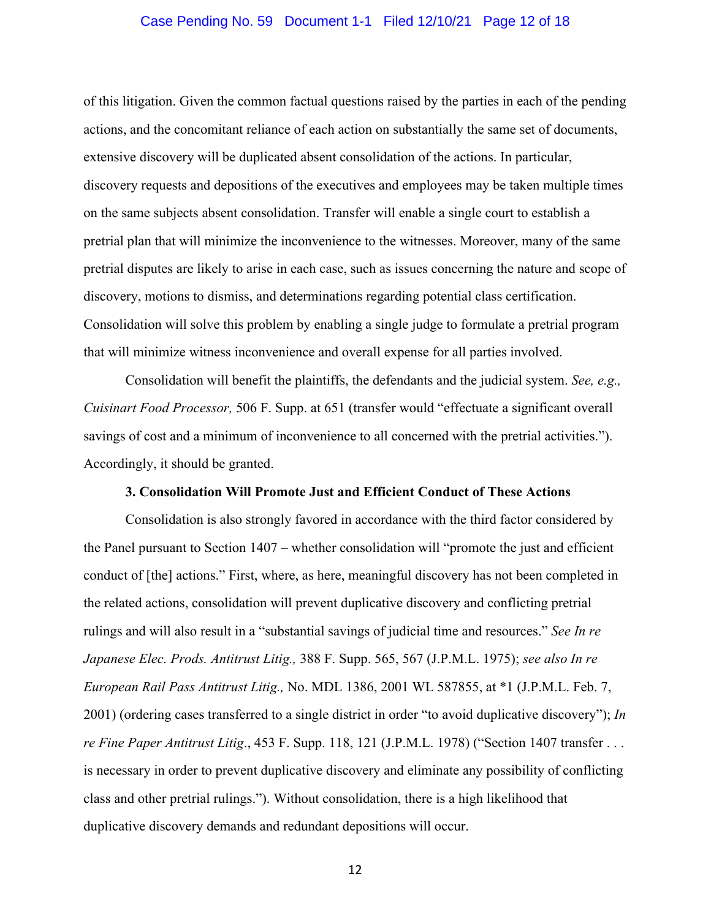of this litigation. Given the common factual questions raised by the parties in each of the pending actions, and the concomitant reliance of each action on substantially the same set of documents, extensive discovery will be duplicated absent consolidation of the actions. In particular, discovery requests and depositions of the executives and employees may be taken multiple times on the same subjects absent consolidation. Transfer will enable a single court to establish a pretrial plan that will minimize the inconvenience to the witnesses. Moreover, many of the same pretrial disputes are likely to arise in each case, such as issues concerning the nature and scope of discovery, motions to dismiss, and determinations regarding potential class certification. Consolidation will solve this problem by enabling a single judge to formulate a pretrial program that will minimize witness inconvenience and overall expense for all parties involved.

Consolidation will benefit the plaintiffs, the defendants and the judicial system. *See, e.g., Cuisinart Food Processor,* 506 F. Supp. at 651 (transfer would "effectuate a significant overall savings of cost and a minimum of inconvenience to all concerned with the pretrial activities."). Accordingly, it should be granted.

**3. Consolidation Will Promote Just and Efficient Conduct of These Actions**

Consolidation is also strongly favored in accordance with the third factor considered by the Panel pursuant to Section 1407 – whether consolidation will "promote the just and efficient conduct of [the] actions." First, where, as here, meaningful discovery has not been completed in the related actions, consolidation will prevent duplicative discovery and conflicting pretrial rulings and will also result in a "substantial savings of judicial time and resources." *See In re Japanese Elec. Prods. Antitrust Litig.,* 388 F. Supp. 565, 567 (J.P.M.L. 1975); *see also In re European Rail Pass Antitrust Litig.,* No. MDL 1386, 2001 WL 587855, at *1 (J.P.M.L. Feb. 7, 2001) (ordering cases transferred to a single district in order "to avoid duplicative discovery"); *In re Fine Paper Antitrust Litig*., 453 F. Supp. 118, 121 (J.P.M.L. 1978) ("Section 1407 transfer . . . is necessary in order to prevent duplicative discovery and eliminate any possibility of conflicting class and other pretrial rulings."). Without consolidation, there is a high likelihood that duplicative discovery demands and redundant depositions will occur.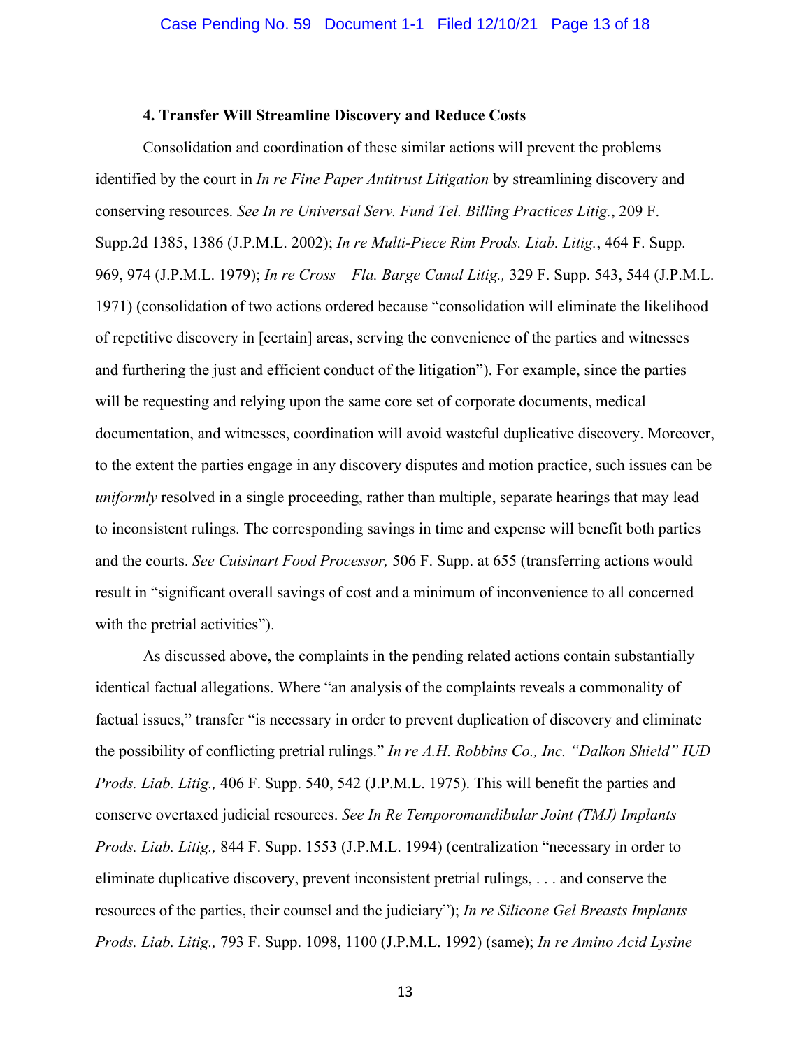#### 4. Transfer Will Streamline Discovery and Reduce Costs

Consolidation and coordination of these similar actions will prevent the problems identified by the court in *In re Fine Paper Antitrust Litigation* by streamlining discovery and conserving resources. *See In re Universal Serv. Fund Tel. Billing Practices Litig.*, 209 F. Supp.2d 1385, 1386 (J.P.M.L. 2002); *In re Multi-Piece Rim Prods. Liab. Litig.*, 464 F. Supp. 969, 974 (J.P.M.L. 1979); *In re Cross – Fla. Barge Canal Litig.,* 329 F. Supp. 543, 544 (J.P.M.L. 1971) (consolidation of two actions ordered because "consolidation will eliminate the likelihood of repetitive discovery in [certain] areas, serving the convenience of the parties and witnesses and furthering the just and efficient conduct of the litigation"). For example, since the parties will be requesting and relying upon the same core set of corporate documents, medical documentation, and witnesses, coordination will avoid wasteful duplicative discovery. Moreover, to the extent the parties engage in any discovery disputes and motion practice, such issues can be *uniformly* resolved in a single proceeding, rather than multiple, separate hearings that may lead to inconsistent rulings. The corresponding savings in time and expense will benefit both parties and the courts. *See Cuisinart Food Processor,* 506 F. Supp. at 655 (transferring actions would result in "significant overall savings of cost and a minimum of inconvenience to all concerned with the pretrial activities").

As discussed above, the complaints in the pending related actions contain substantially identical factual allegations. Where "an analysis of the complaints reveals a commonality of factual issues," transfer "is necessary in order to prevent duplication of discovery and eliminate the possibility of conflicting pretrial rulings." *In re A.H. Robbins Co., Inc. "Dalkon Shield" IUD Prods. Liab. Litig.,* 406 F. Supp. 540, 542 (J.P.M.L. 1975). This will benefit the parties and conserve overtaxed judicial resources. *See In Re Temporomandibular Joint (TMJ) Implants Prods. Liab. Litig.,* 844 F. Supp. 1553 (J.P.M.L. 1994) (centralization "necessary in order to eliminate duplicative discovery, prevent inconsistent pretrial rulings, . . . and conserve the resources of the parties, their counsel and the judiciary"); *In re Silicone Gel Breasts Implants Prods. Liab. Litig.,* 793 F. Supp. 1098, 1100 (J.P.M.L. 1992) (same); *In re Amino Acid Lysine*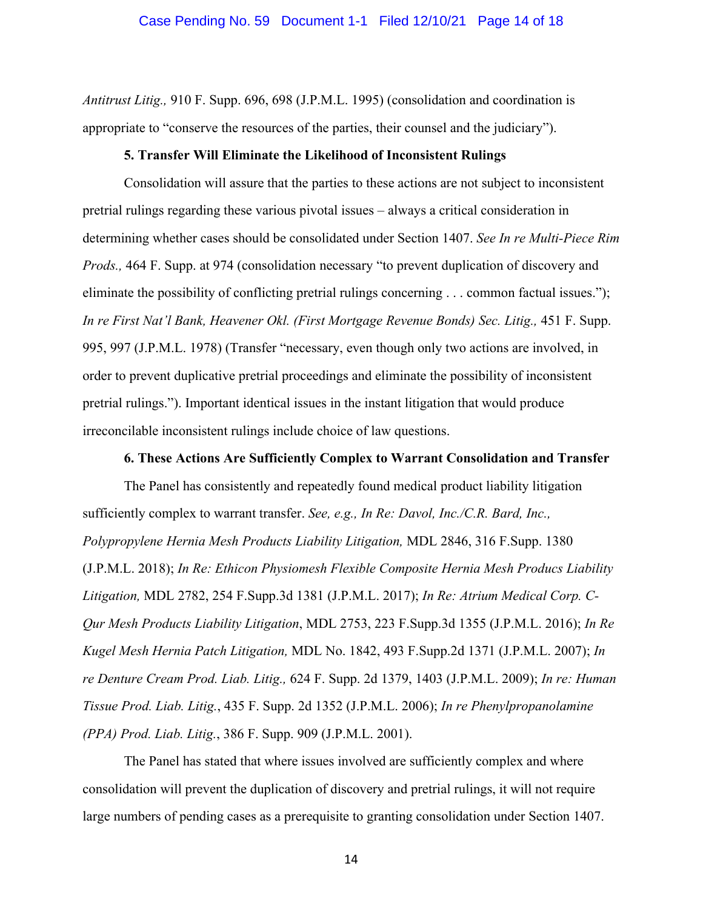*Antitrust Litig.,* 910 F. Supp. 696, 698 (J.P.M.L. 1995) (consolidation and coordination is appropriate to "conserve the resources of the parties, their counsel and the judiciary").

**5. Transfer Will Eliminate the Likelihood of Inconsistent Rulings**

Consolidation will assure that the parties to these actions are not subject to inconsistent pretrial rulings regarding these various pivotal issues – always a critical consideration in determining whether cases should be consolidated under Section 1407. *See In re Multi-Piece Rim Prods.,* 464 F. Supp. at 974 (consolidation necessary "to prevent duplication of discovery and eliminate the possibility of conflicting pretrial rulings concerning . . . common factual issues."); *In re First Nat'l Bank, Heavener Okl. (First Mortgage Revenue Bonds) Sec. Litig.,* 451 F. Supp. 995, 997 (J.P.M.L. 1978) (Transfer "necessary, even though only two actions are involved, in order to prevent duplicative pretrial proceedings and eliminate the possibility of inconsistent pretrial rulings."). Important identical issues in the instant litigation that would produce irreconcilable inconsistent rulings include choice of law questions.

**6. These Actions Are Sufficiently Complex to Warrant Consolidation and Transfer**

The Panel has consistently and repeatedly found medical product liability litigation sufficiently complex to warrant transfer. *See, e.g., In Re: Davol, Inc./C.R. Bard, Inc., Polypropylene Hernia Mesh Products Liability Litigation,* MDL 2846, 316 F.Supp. 1380 (J.P.M.L. 2018); *In Re: Ethicon Physiomesh Flexible Composite Hernia Mesh Producs Liability Litigation,* MDL 2782, 254 F.Supp.3d 1381 (J.P.M.L. 2017); *In Re: Atrium Medical Corp. C-Qur Mesh Products Liability Litigation*, MDL 2753, 223 F.Supp.3d 1355 (J.P.M.L. 2016); *In Re Kugel Mesh Hernia Patch Litigation,* MDL No. 1842, 493 F.Supp.2d 1371 (J.P.M.L. 2007); *In re Denture Cream Prod. Liab. Litig.,* 624 F. Supp. 2d 1379, 1403 (J.P.M.L. 2009); *In re: Human Tissue Prod. Liab. Litig.*, 435 F. Supp. 2d 1352 (J.P.M.L. 2006); *In re Phenylpropanolamine (PPA) Prod. Liab. Litig.*, 386 F. Supp. 909 (J.P.M.L. 2001).

The Panel has stated that where issues involved are sufficiently complex and where consolidation will prevent the duplication of discovery and pretrial rulings, it will not require large numbers of pending cases as a prerequisite to granting consolidation under Section 1407.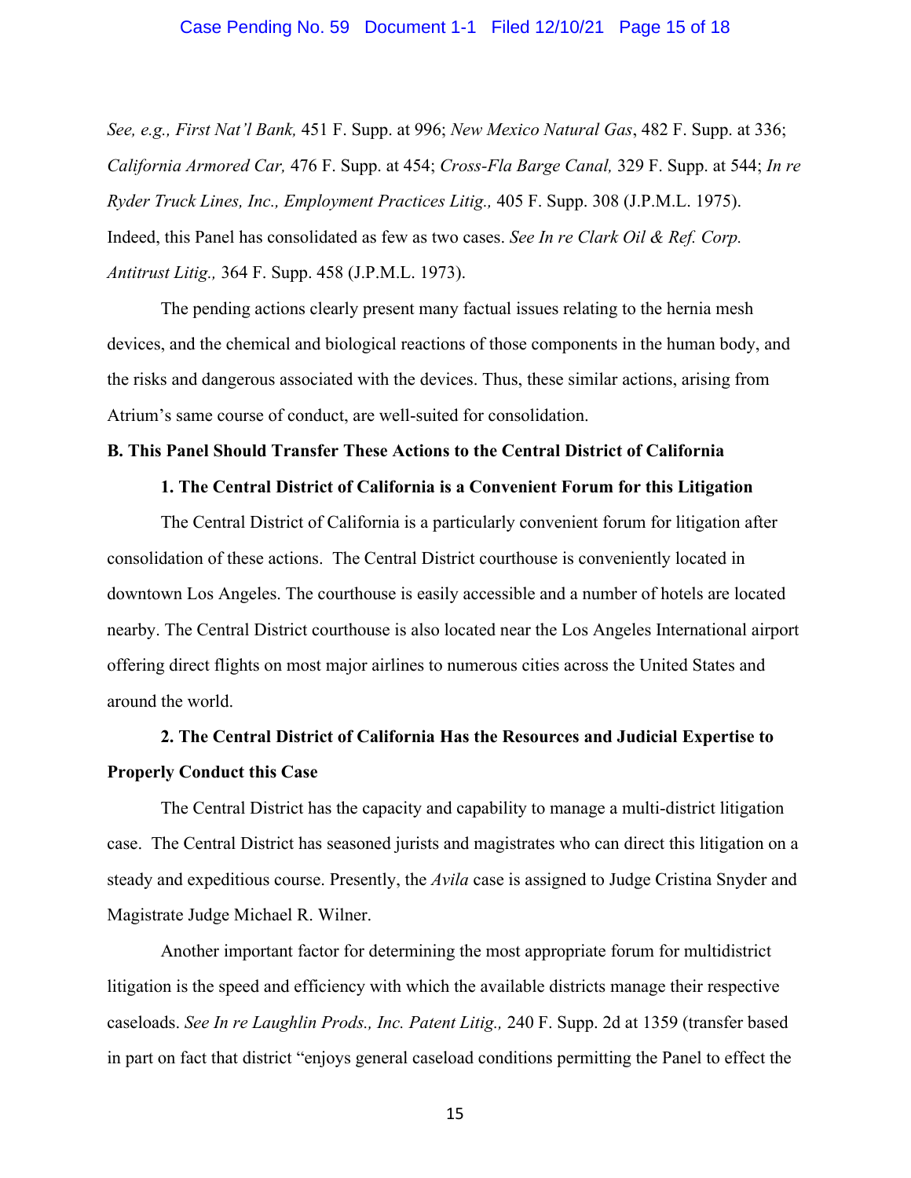*See, e.g., First Nat'l Bank,* 451 F. Supp. at 996; *New Mexico Natural Gas*, 482 F. Supp. at 336; *California Armored Car,* 476 F. Supp. at 454; *Cross-Fla Barge Canal,* 329 F. Supp. at 544; *In re Ryder Truck Lines, Inc., Employment Practices Litig.,* 405 F. Supp. 308 (J.P.M.L. 1975). Indeed, this Panel has consolidated as few as two cases. *See In re Clark Oil & Ref. Corp. Antitrust Litig.,* 364 F. Supp. 458 (J.P.M.L. 1973).

The pending actions clearly present many factual issues relating to the hernia mesh devices, and the chemical and biological reactions of those components in the human body, and the risks and dangerous associated with the devices. Thus, these similar actions, arising from Atrium's same course of conduct, are well-suited for consolidation.

**B. This Panel Should Transfer These Actions to the Central District of California**

**1. The Central District of California is a Convenient Forum for this Litigation**

The Central District of California is a particularly convenient forum for litigation after consolidation of these actions. The Central District courthouse is conveniently located in downtown Los Angeles. The courthouse is easily accessible and a number of hotels are located nearby. The Central District courthouse is also located near the Los Angeles International airport offering direct flights on most major airlines to numerous cities across the United States and around the world.

**2. The Central District of California Has the Resources and Judicial Expertise to Properly Conduct this Case**

The Central District has the capacity and capability to manage a multi-district litigation case. The Central District has seasoned jurists and magistrates who can direct this litigation on a steady and expeditious course. Presently, the *Avila* case is assigned to Judge Cristina Snyder and Magistrate Judge Michael R. Wilner.

Another important factor for determining the most appropriate forum for multidistrict litigation is the speed and efficiency with which the available districts manage their respective caseloads. *See In re Laughlin Prods., Inc. Patent Litig.,* 240 F. Supp. 2d at 1359 (transfer based in part on fact that district "enjoys general caseload conditions permitting the Panel to effect the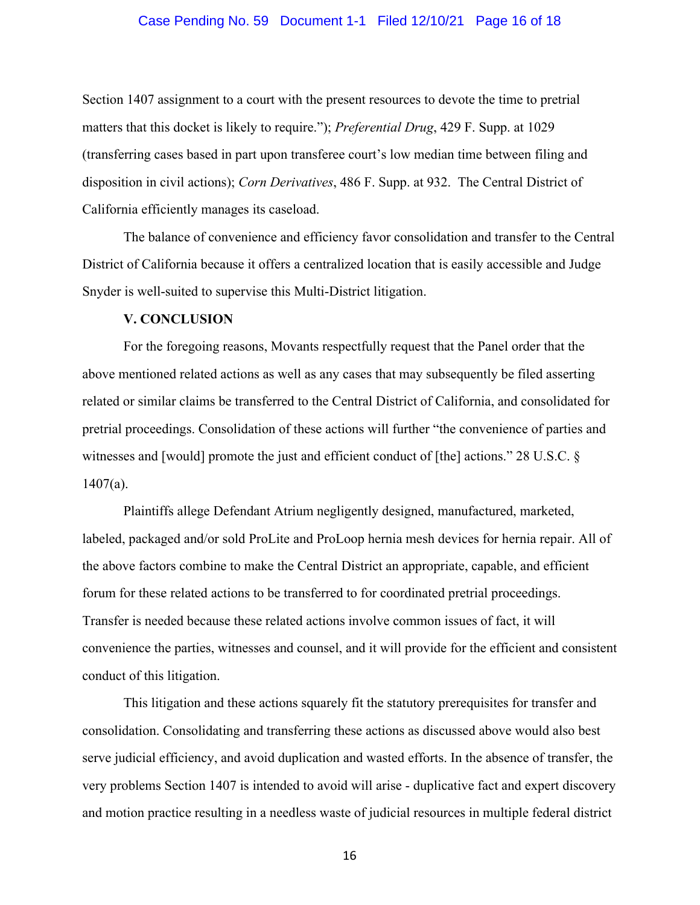Section 1407 assignment to a court with the present resources to devote the time to pretrial matters that this docket is likely to require."); *Preferential Drug*, 429 F. Supp. at 1029 (transferring cases based in part upon transferee court's low median time between filing and disposition in civil actions); *Corn Derivatives*, 486 F. Supp. at 932. The Central District of California efficiently manages its caseload.

The balance of convenience and efficiency favor consolidation and transfer to the Central District of California because it offers a centralized location that is easily accessible and Judge Snyder is well-suited to supervise this Multi-District litigation.

## V. CONCLUSION

For the foregoing reasons, Movants respectfully request that the Panel order that the above mentioned related actions as well as any cases that may subsequently be filed asserting related or similar claims be transferred to the Central District of California, and consolidated for pretrial proceedings. Consolidation of these actions will further "the convenience of parties and witnesses and [would] promote the just and efficient conduct of [the] actions." 28 U.S.C. § 1407(a).

Plaintiffs allege Defendant Atrium negligently designed, manufactured, marketed, labeled, packaged and/or sold ProLite and ProLoop hernia mesh devices for hernia repair. All of the above factors combine to make the Central District an appropriate, capable, and efficient forum for these related actions to be transferred to for coordinated pretrial proceedings. Transfer is needed because these related actions involve common issues of fact, it will convenience the parties, witnesses and counsel, and it will provide for the efficient and consistent conduct of this litigation.

This litigation and these actions squarely fit the statutory prerequisites for transfer and consolidation. Consolidating and transferring these actions as discussed above would also best serve judicial efficiency, and avoid duplication and wasted efforts. In the absence of transfer, the very problems Section 1407 is intended to avoid will arise - duplicative fact and expert discovery and motion practice resulting in a needless waste of judicial resources in multiple federal district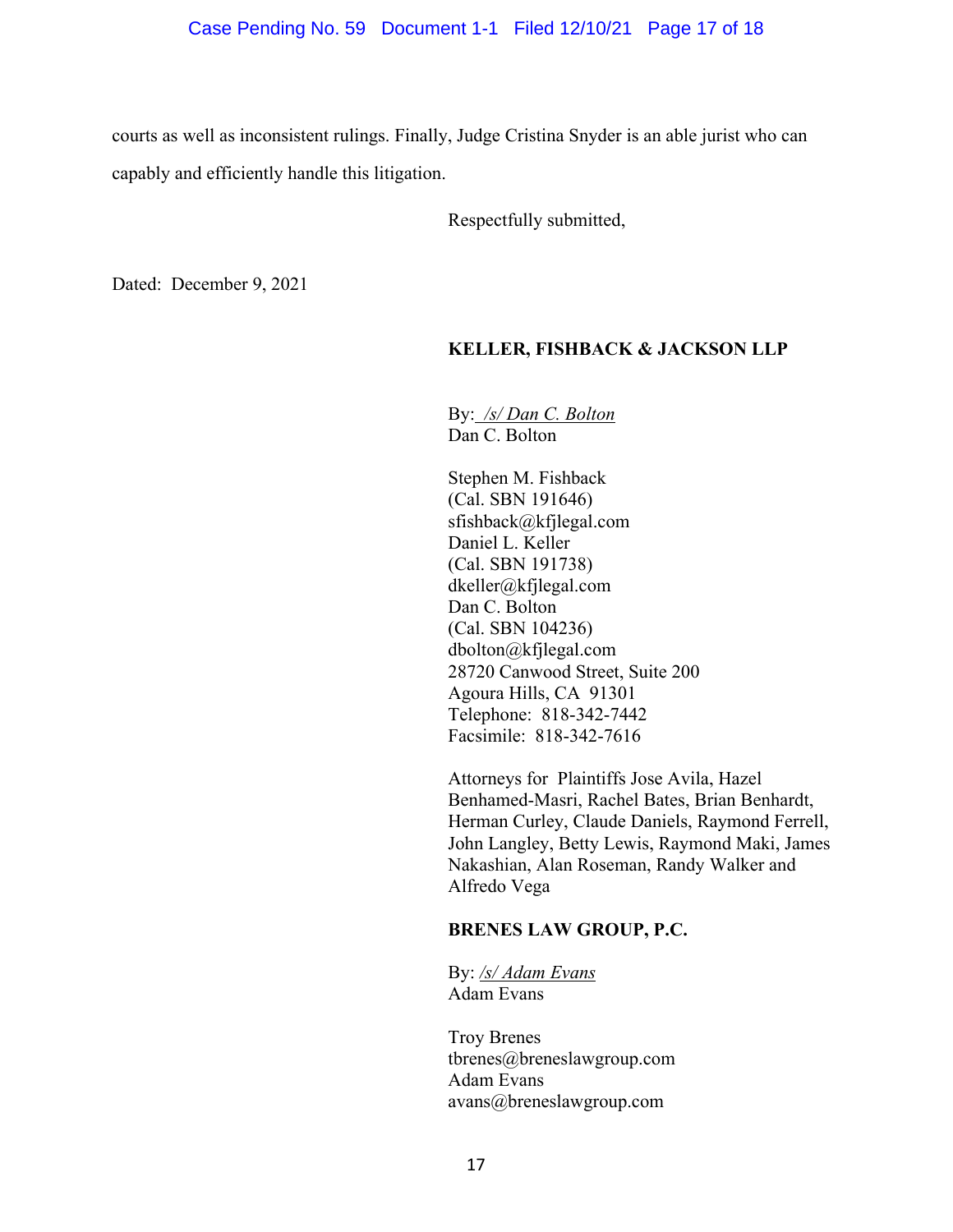courts as well as inconsistent rulings. Finally, Judge Cristina Snyder is an able jurist who can capably and efficiently handle this litigation.

Respectfully submitted,

Dated: December 9, 2021

**KELLER, FISHBACK & JACKSON LLP**

By: */s/ Dan C. Bolton*
Dan C. Bolton

Stephen M. Fishback
(Cal. SBN 191646)
sfishback@kfjlegal.com
Daniel L. Keller
(Cal. SBN 191738)
dkeller@kfjlegal.com
Dan C. Bolton
(Cal. SBN 104236)
dbolton@kfjlegal.com
28720 Canwood Street, Suite 200
Agoura Hills, CA 91301
Telephone: 818-342-7442
Facsimile: 818-342-7616

Attorneys for Plaintiffs Jose Avila, Hazel Benhamed-Masri, Rachel Bates, Brian Benhardt, Herman Curley, Claude Daniels, Raymond Ferrell, John Langley, Betty Lewis, Raymond Maki, James Nakashian, Alan Roseman, Randy Walker and Alfredo Vega

**BRENES LAW GROUP, P.C.**

By: */s/ Adam Evans*
Adam Evans

Troy Brenes
tbrenes@breneslawgroup.com
Adam Evans
avans@breneslawgroup.com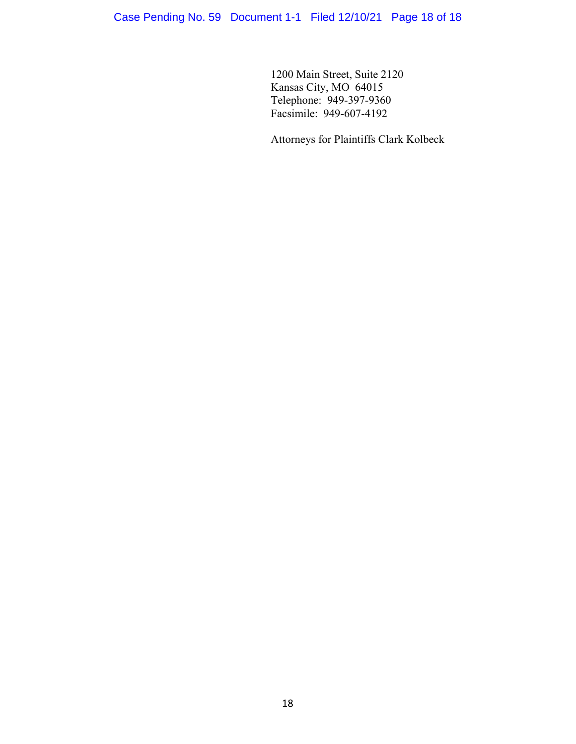1200 Main Street, Suite 2120
Kansas City, MO 64015
Telephone: 949-397-9360
Facsimile: 949-607-4192

Attorneys for Plaintiffs Clark Kolbeck